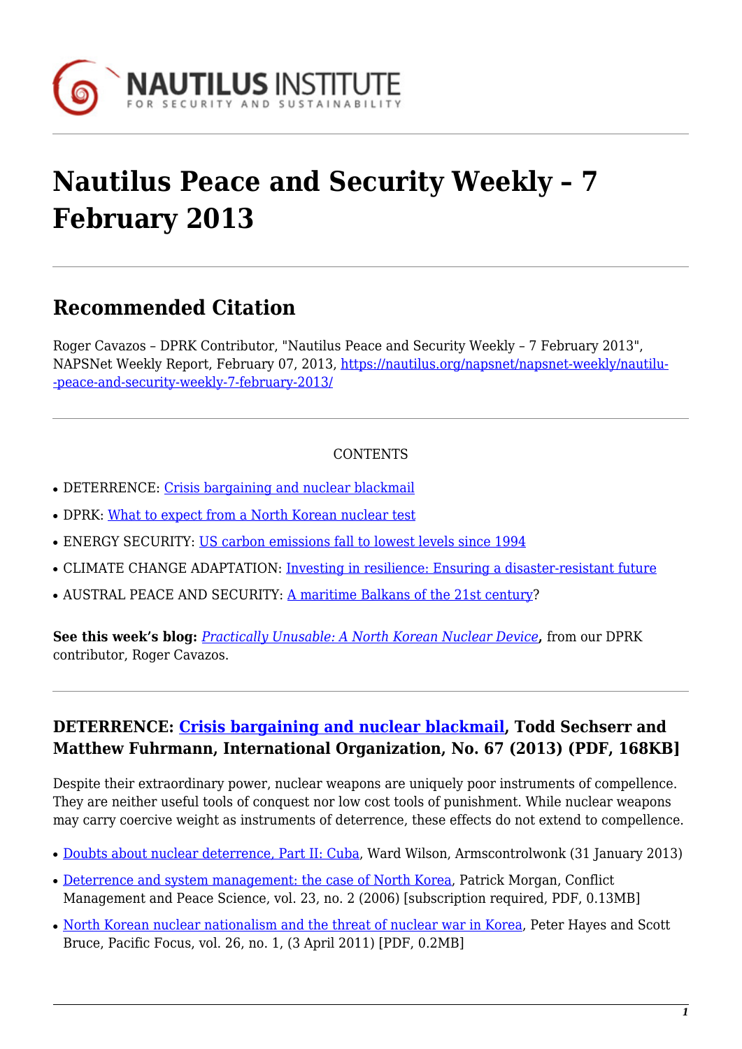# Nautilus Peace and Security Weekly – 7 February 2013

## Recommended Citation

Roger Cavazos – DPRK Contributor, "Nautilus Peace and Security Weekly – 7 February 2013", NAPSNet Weekly Report, February 07, 2013, https://nautilus.org/napsnet/napsnet-weekly/nautilu--peace-and-security-weekly-7-february-2013/

CONTENTS

- DETERRENCE: Crisis bargaining and nuclear blackmail
- DPRK: What to expect from a North Korean nuclear test
- ENERGY SECURITY: US carbon emissions fall to lowest levels since 1994
- CLIMATE CHANGE ADAPTATION: Investing in resilience: Ensuring a disaster-resistant future
- AUSTRAL PEACE AND SECURITY: A maritime Balkans of the 21st century?

**See this week's blog:** ***Practically Unusable: A North Korean Nuclear Device*****,** from our DPRK contributor, Roger Cavazos.

### DETERRENCE: Crisis bargaining and nuclear blackmail, Todd Sechserr and Matthew Fuhrmann, International Organization, No. 67 (2013) (PDF, 168KB]

Despite their extraordinary power, nuclear weapons are uniquely poor instruments of compellence. They are neither useful tools of conquest nor low cost tools of punishment. While nuclear weapons may carry coercive weight as instruments of deterrence, these effects do not extend to compellence.

- Doubts about nuclear deterrence, Part II: Cuba, Ward Wilson, Armscontrolwonk (31 January 2013)
- Deterrence and system management: the case of North Korea, Patrick Morgan, Conflict Management and Peace Science, vol. 23, no. 2 (2006) [subscription required, PDF, 0.13MB]
- North Korean nuclear nationalism and the threat of nuclear war in Korea, Peter Hayes and Scott Bruce, Pacific Focus, vol. 26, no. 1, (3 April 2011) [PDF, 0.2MB]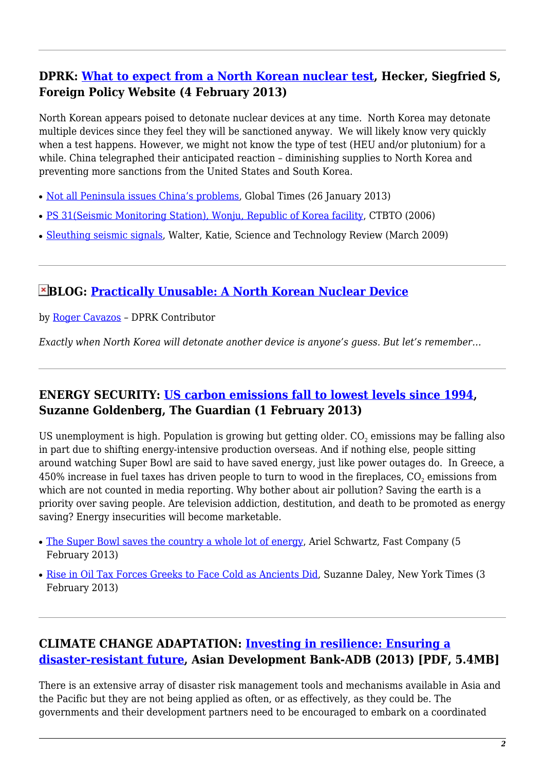### DPRK: What to expect from a North Korean nuclear test, Hecker, Siegfried S, Foreign Policy Website (4 February 2013)

North Korean appears poised to detonate nuclear devices at any time. North Korea may detonate multiple devices since they feel they will be sanctioned anyway. We will likely know very quickly when a test happens. However, we might not know the type of test (HEU and/or plutonium) for a while. China telegraphed their anticipated reaction – diminishing supplies to North Korea and preventing more sanctions from the United States and South Korea.

- Not all Peninsula issues China's problems, Global Times (26 January 2013)
- PS 31(Seismic Monitoring Station), Wonju, Republic of Korea facility, CTBTO (2006)
- Sleuthing seismic signals, Walter, Katie, Science and Technology Review (March 2009)

---

### BLOG: Practically Unusable: A North Korean Nuclear Device

by Roger Cavazos – DPRK Contributor

*Exactly when North Korea will detonate another device is anyone's guess. But let's remember…*

---

### ENERGY SECURITY: US carbon emissions fall to lowest levels since 1994, Suzanne Goldenberg, The Guardian (1 February 2013)

US unemployment is high. Population is growing but getting older. $CO_2$ emissions may be falling also in part due to shifting energy-intensive production overseas. And if nothing else, people sitting around watching Super Bowl are said to have saved energy, just like power outages do. In Greece, a 450% increase in fuel taxes has driven people to turn to wood in the fireplaces, $CO_2$ emissions from which are not counted in media reporting. Why bother about air pollution? Saving the earth is a priority over saving people. Are television addiction, destitution, and death to be promoted as energy saving? Energy insecurities will become marketable.

- The Super Bowl saves the country a whole lot of energy, Ariel Schwartz, Fast Company (5 February 2013)
- Rise in Oil Tax Forces Greeks to Face Cold as Ancients Did, Suzanne Daley, New York Times (3 February 2013)

---

### CLIMATE CHANGE ADAPTATION: Investing in resilience: Ensuring a disaster-resistant future, Asian Development Bank-ADB (2013) [PDF, 5.4MB]

There is an extensive array of disaster risk management tools and mechanisms available in Asia and the Pacific but they are not being applied as often, or as effectively, as they could be. The governments and their development partners need to be encouraged to embark on a coordinated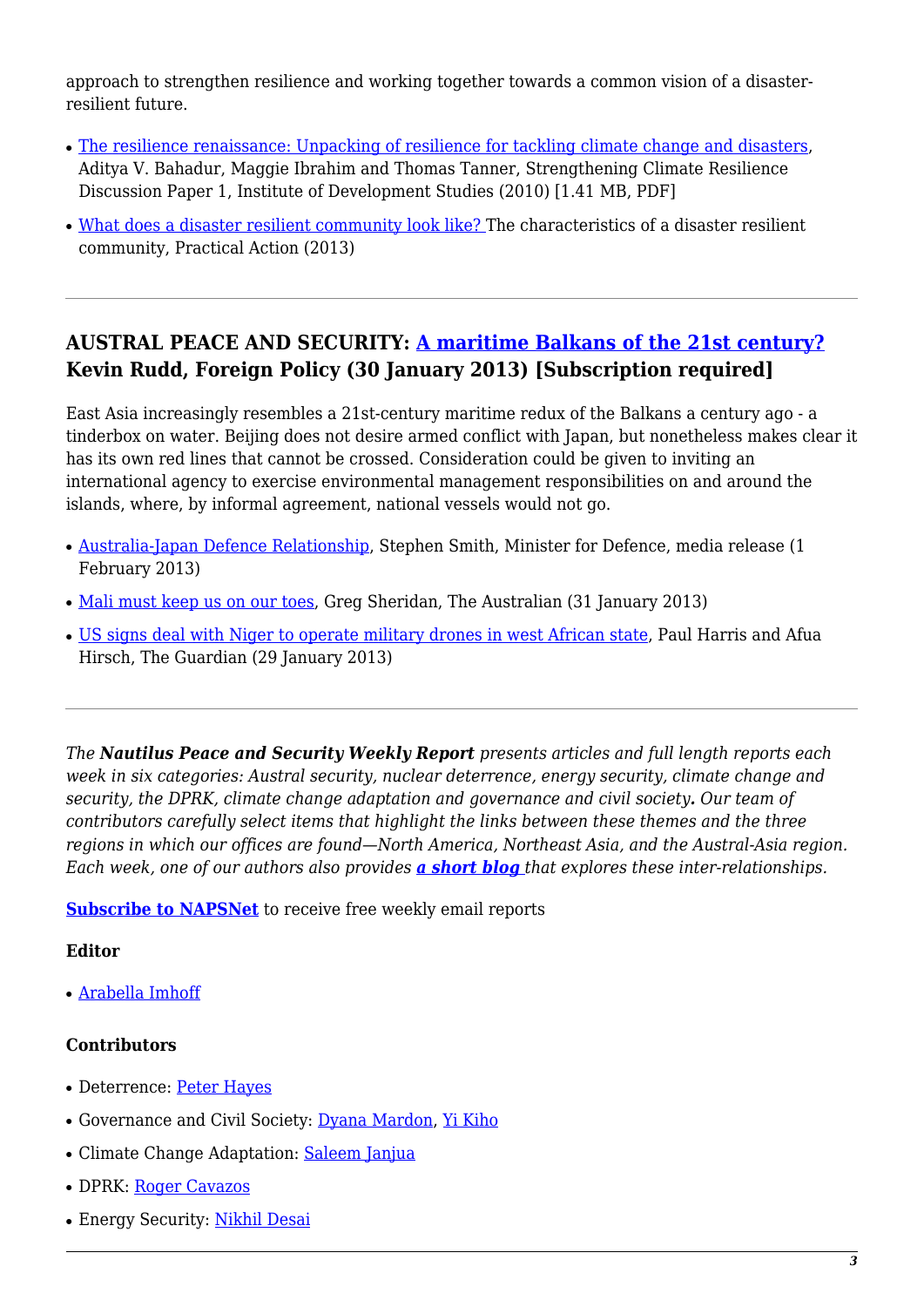approach to strengthen resilience and working together towards a common vision of a disaster-resilient future.

- The resilience renaissance: Unpacking of resilience for tackling climate change and disasters, Aditya V. Bahadur, Maggie Ibrahim and Thomas Tanner, Strengthening Climate Resilience Discussion Paper 1, Institute of Development Studies (2010) [1.41 MB, PDF]
- What does a disaster resilient community look like? The characteristics of a disaster resilient community, Practical Action (2013)

---

### AUSTRAL PEACE AND SECURITY: A maritime Balkans of the 21st century? Kevin Rudd, Foreign Policy (30 January 2013) [Subscription required]

East Asia increasingly resembles a 21st-century maritime redux of the Balkans a century ago - a tinderbox on water. Beijing does not desire armed conflict with Japan, but nonetheless makes clear it has its own red lines that cannot be crossed. Consideration could be given to inviting an international agency to exercise environmental management responsibilities on and around the islands, where, by informal agreement, national vessels would not go.

- Australia-Japan Defence Relationship, Stephen Smith, Minister for Defence, media release (1 February 2013)
- Mali must keep us on our toes, Greg Sheridan, The Australian (31 January 2013)
- US signs deal with Niger to operate military drones in west African state, Paul Harris and Afua Hirsch, The Guardian (29 January 2013)

---

*The **Nautilus Peace and Security Weekly Report** presents articles and full length reports each week in six categories: Austral security, nuclear deterrence, energy security, climate change and security, the DPRK, climate change adaptation and governance and civil society. Our team of contributors carefully select items that highlight the links between these themes and the three regions in which our offices are found—North America, Northeast Asia, and the Austral-Asia region. Each week, one of our authors also provides **a short blog** that explores these inter-relationships.*

**Subscribe to NAPSNet** to receive free weekly email reports

#### Editor

- Arabella Imhoff

#### Contributors

- Deterrence: Peter Hayes
- Governance and Civil Society: Dyana Mardon, Yi Kiho
- Climate Change Adaptation: Saleem Janjua
- DPRK: Roger Cavazos
- Energy Security: Nikhil Desai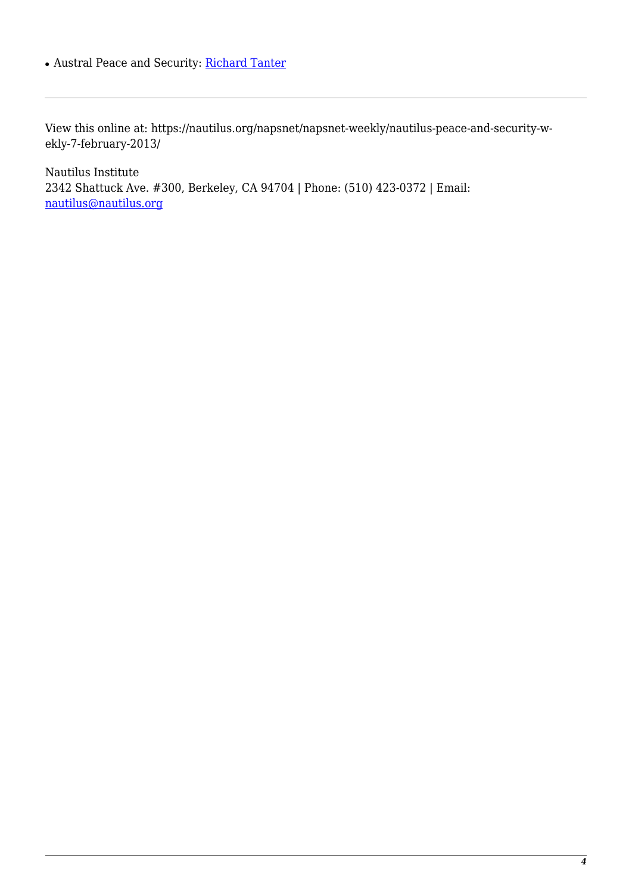- Austral Peace and Security: [Richard Tanter]

---

View this online at: https://nautilus.org/napsnet/napsnet-weekly/nautilus-peace-and-security-w-ekly-7-february-2013/

Nautilus Institute
2342 Shattuck Ave. #300, Berkeley, CA 94704 | Phone: (510) 423-0372 | Email: nautilus@nautilus.org